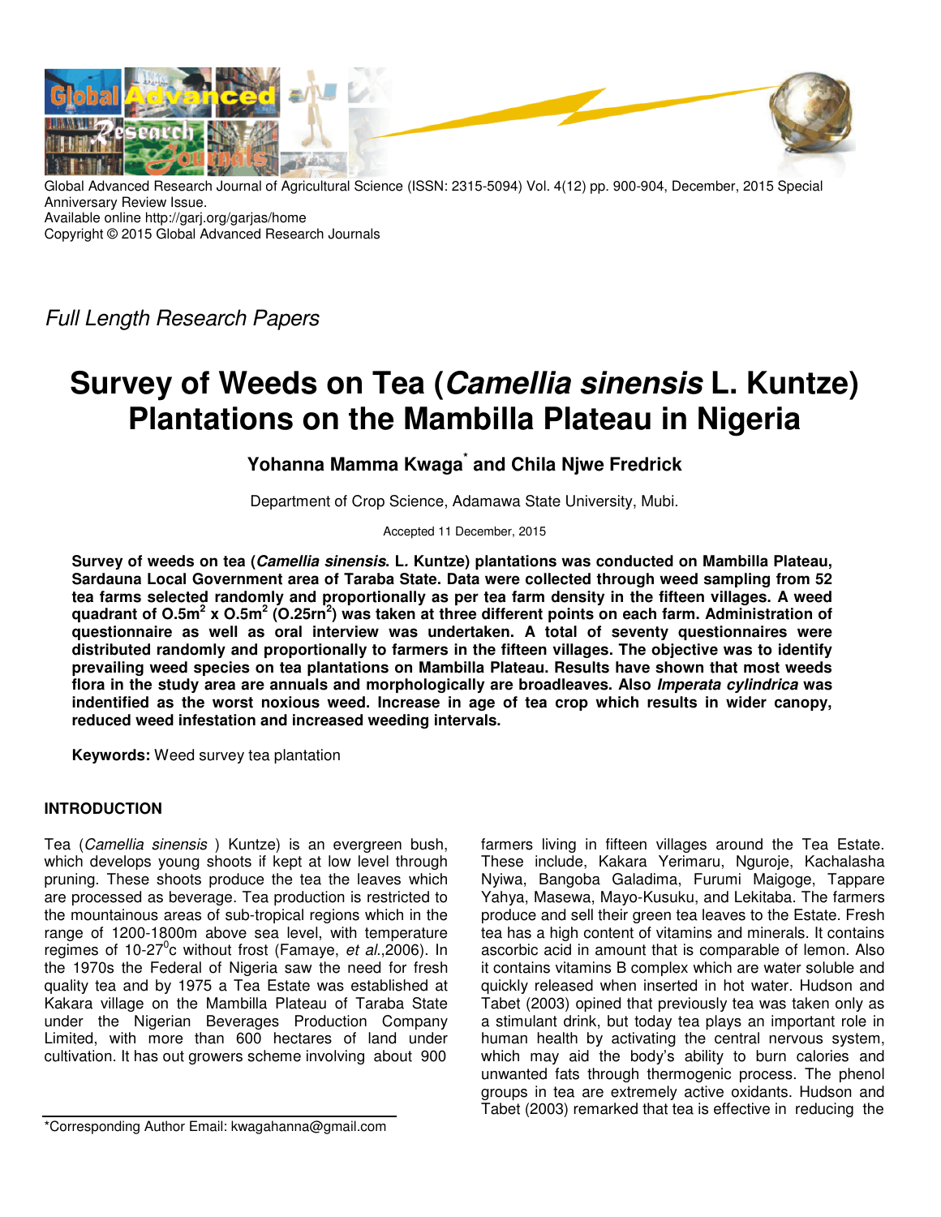Global Advanced Research Journal of Agricultural Science (ISSN: 2315-5094) Vol. 4(12) pp. 900-904, December, 2015 Special Anniversary Review Issue.
Available online http://garj.org/garjas/home
Copyright © 2015 Global Advanced Research Journals

*Full Length Research Papers*

# Survey of Weeds on Tea (*Camellia sinensis* L. Kuntze) Plantations on the Mambilla Plateau in Nigeria

**Yohanna Mamma Kwaga*** **and Chila Njwe Fredrick**

Department of Crop Science, Adamawa State University, Mubi.

Accepted 11 December, 2015

**Survey of weeds on tea (*Camellia sinensis*. L. Kuntze) plantations was conducted on Mambilla Plateau, Sardauna Local Government area of Taraba State. Data were collected through weed sampling from 52 tea farms selected randomly and proportionally as per tea farm density in the fifteen villages. A weed quadrant of O.5m$^2$ x O.5m$^2$ (O.25rn$^2$) was taken at three different points on each farm. Administration of questionnaire as well as oral interview was undertaken. A total of seventy questionnaires were distributed randomly and proportionally to farmers in the fifteen villages. The objective was to identify prevailing weed species on tea plantations on Mambilla Plateau. Results have shown that most weeds flora in the study area are annuals and morphologically are broadleaves. Also *Imperata cylindrica* was indentified as the worst noxious weed. Increase in age of tea crop which results in wider canopy, reduced weed infestation and increased weeding intervals.**

**Keywords:** Weed survey tea plantation

## INTRODUCTION

Tea (*Camellia sinensis* ) Kuntze) is an evergreen bush, which develops young shoots if kept at low level through pruning. These shoots produce the tea the leaves which are processed as beverage. Tea production is restricted to the mountainous areas of sub-tropical regions which in the range of 1200-1800m above sea level, with temperature regimes of 10-27$^0$c without frost (Famaye, *et al*.,2006). In the 1970s the Federal of Nigeria saw the need for fresh quality tea and by 1975 a Tea Estate was established at Kakara village on the Mambilla Plateau of Taraba State under the Nigerian Beverages Production Company Limited, with more than 600 hectares of land under cultivation. It has out growers scheme involving about 900 farmers living in fifteen villages around the Tea Estate. These include, Kakara Yerimaru, Nguroje, Kachalasha Nyiwa, Bangoba Galadima, Furumi Maigoge, Tappare Yahya, Masewa, Mayo-Kusuku, and Lekitaba. The farmers produce and sell their green tea leaves to the Estate. Fresh tea has a high content of vitamins and minerals. It contains ascorbic acid in amount that is comparable of lemon. Also it contains vitamins B complex which are water soluble and quickly released when inserted in hot water. Hudson and Tabet (2003) opined that previously tea was taken only as a stimulant drink, but today tea plays an important role in human health by activating the central nervous system, which may aid the body's ability to burn calories and unwanted fats through thermogenic process. The phenol groups in tea are extremely active oxidants. Hudson and Tabet (2003) remarked that tea is effective in reducing the

*Corresponding Author Email: kwagahanna@gmail.com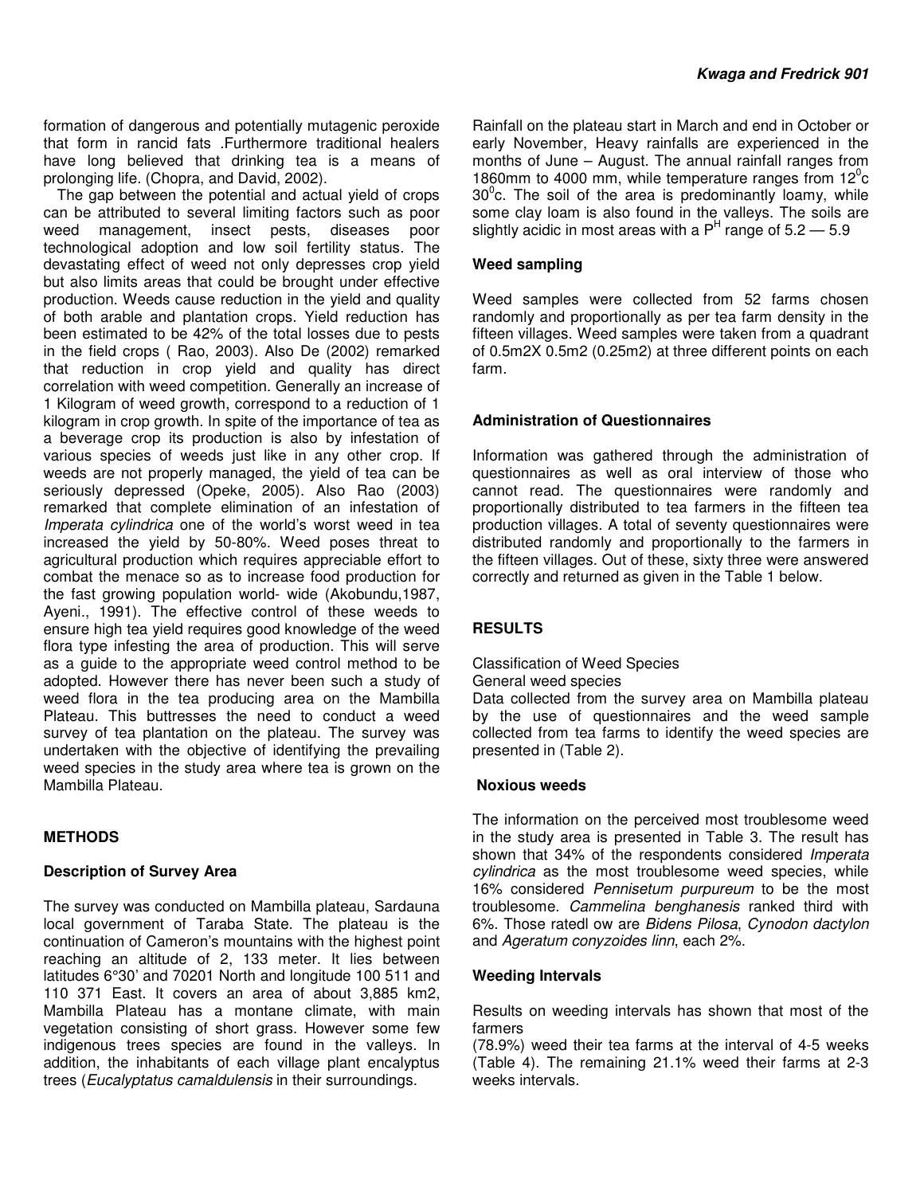formation of dangerous and potentially mutagenic peroxide that form in rancid fats .Furthermore traditional healers have long believed that drinking tea is a means of prolonging life. (Chopra, and David, 2002).

The gap between the potential and actual yield of crops can be attributed to several limiting factors such as poor weed management, insect pests, diseases poor technological adoption and low soil fertility status. The devastating effect of weed not only depresses crop yield but also limits areas that could be brought under effective production. Weeds cause reduction in the yield and quality of both arable and plantation crops. Yield reduction has been estimated to be 42% of the total losses due to pests in the field crops ( Rao, 2003). Also De (2002) remarked that reduction in crop yield and quality has direct correlation with weed competition. Generally an increase of 1 Kilogram of weed growth, correspond to a reduction of 1 kilogram in crop growth. In spite of the importance of tea as a beverage crop its production is also by infestation of various species of weeds just like in any other crop. If weeds are not properly managed, the yield of tea can be seriously depressed (Opeke, 2005). Also Rao (2003) remarked that complete elimination of an infestation of *Imperata cylindrica* one of the world's worst weed in tea increased the yield by 50-80%. Weed poses threat to agricultural production which requires appreciable effort to combat the menace so as to increase food production for the fast growing population world- wide (Akobundu,1987, Ayeni., 1991). The effective control of these weeds to ensure high tea yield requires good knowledge of the weed flora type infesting the area of production. This will serve as a guide to the appropriate weed control method to be adopted. However there has never been such a study of weed flora in the tea producing area on the Mambilla Plateau. This buttresses the need to conduct a weed survey of tea plantation on the plateau. The survey was undertaken with the objective of identifying the prevailing weed species in the study area where tea is grown on the Mambilla Plateau.

## METHODS

### Description of Survey Area

The survey was conducted on Mambilla plateau, Sardauna local government of Taraba State. The plateau is the continuation of Cameron's mountains with the highest point reaching an altitude of 2, 133 meter. It lies between latitudes 6°30' and 70201 North and longitude 100 511 and 110 371 East. It covers an area of about 3,885 km2, Mambilla Plateau has a montane climate, with main vegetation consisting of short grass. However some few indigenous trees species are found in the valleys. In addition, the inhabitants of each village plant encalyptus trees (*Eucalyptatus camaldulensis* in their surroundings.

Rainfall on the plateau start in March and end in October or early November, Heavy rainfalls are experienced in the months of June – August. The annual rainfall ranges from 1860mm to 4000 mm, while temperature ranges from $12^0$c $30^0$c. The soil of the area is predominantly loamy, while some clay loam is also found in the valleys. The soils are slightly acidic in most areas with a $P^H$ range of 5.2 — 5.9

### Weed sampling

Weed samples were collected from 52 farms chosen randomly and proportionally as per tea farm density in the fifteen villages. Weed samples were taken from a quadrant of 0.5m2X 0.5m2 (0.25m2) at three different points on each farm.

### Administration of Questionnaires

Information was gathered through the administration of questionnaires as well as oral interview of those who cannot read. The questionnaires were randomly and proportionally distributed to tea farmers in the fifteen tea production villages. A total of seventy questionnaires were distributed randomly and proportionally to the farmers in the fifteen villages. Out of these, sixty three were answered correctly and returned as given in the Table 1 below.

## RESULTS

Classification of Weed Species

General weed species

Data collected from the survey area on Mambilla plateau by the use of questionnaires and the weed sample collected from tea farms to identify the weed species are presented in (Table 2).

### Noxious weeds

The information on the perceived most troublesome weed in the study area is presented in Table 3. The result has shown that 34% of the respondents considered *Imperata cylindrica* as the most troublesome weed species, while 16% considered *Pennisetum purpureum* to be the most troublesome. *Cammelina benghanesis* ranked third with 6%. Those ratedl ow are *Bidens Pilosa*, *Cynodon dactylon* and *Ageratum conyzoides linn*, each 2%.

### Weeding Intervals

Results on weeding intervals has shown that most of the farmers

(78.9%) weed their tea farms at the interval of 4-5 weeks (Table 4). The remaining 21.1% weed their farms at 2-3 weeks intervals.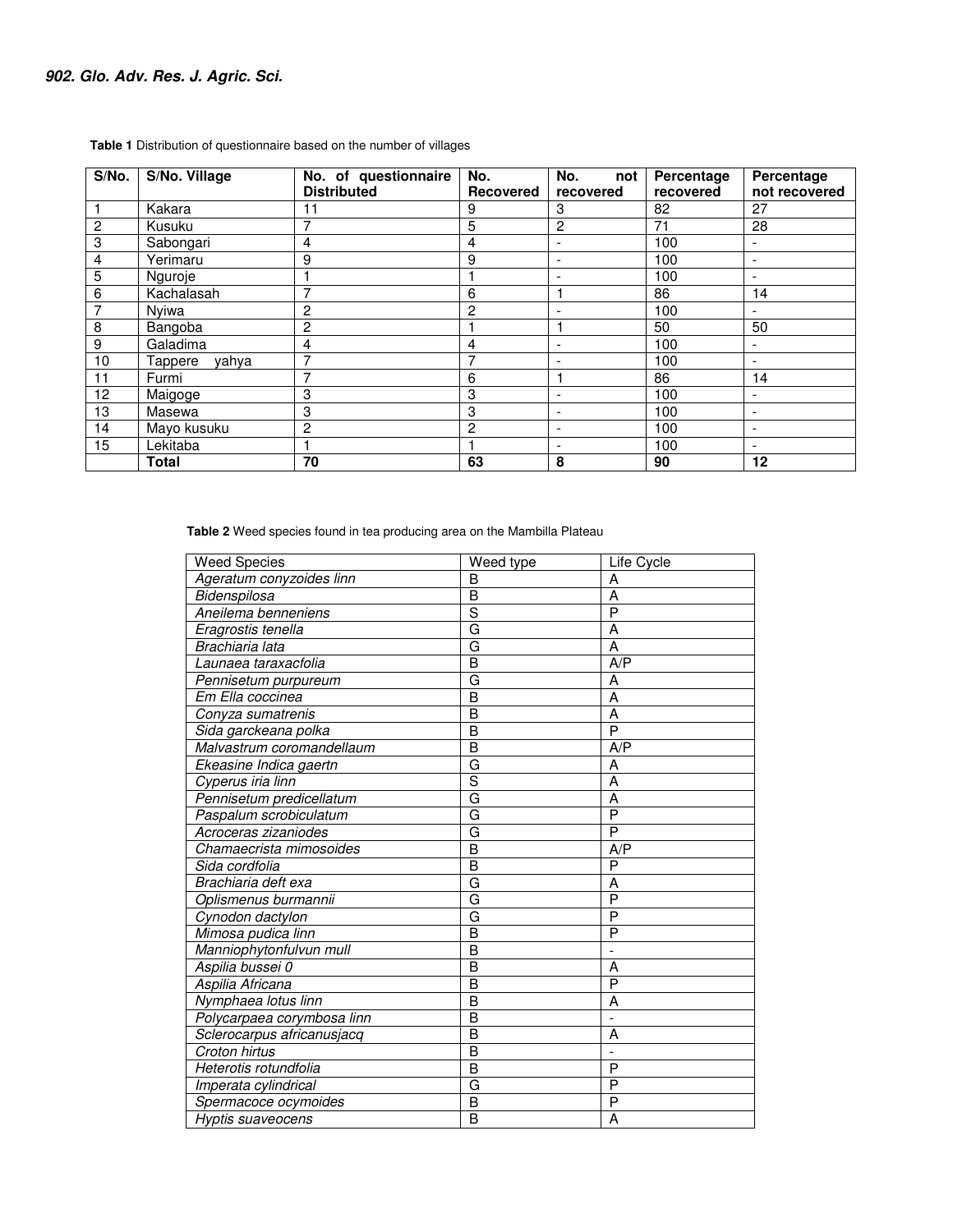**Table 1** Distribution of questionnaire based on the number of villages

| S/No. | S/No. Village | No. of questionnaire Distributed | No. Recovered | No. not recovered | Percentage recovered | Percentage not recovered |
|---|---|---|---|---|---|---|
| 1 | Kakara | 11 | 9 | 3 | 82 | 27 |
| 2 | Kusuku | 7 | 5 | 2 | 71 | 28 |
| 3 | Sabongari | 4 | 4 | - | 100 | - |
| 4 | Yerimaru | 9 | 9 | - | 100 | - |
| 5 | Nguroje | 1 | 1 | - | 100 | - |
| 6 | Kachalasah | 7 | 6 | 1 | 86 | 14 |
| 7 | Nyiwa | 2 | 2 | - | 100 | - |
| 8 | Bangoba | 2 | 1 | 1 | 50 | 50 |
| 9 | Galadima | 4 | 4 | - | 100 | - |
| 10 | Tappere yahya | 7 | 7 | - | 100 | - |
| 11 | Furmi | 7 | 6 | 1 | 86 | 14 |
| 12 | Maigoge | 3 | 3 | - | 100 | - |
| 13 | Masewa | 3 | 3 | - | 100 | - |
| 14 | Mayo kusuku | 2 | 2 | - | 100 | - |
| 15 | Lekitaba | 1 | 1 | - | 100 | - |
| | **Total** | **70** | **63** | **8** | **90** | **12** |

**Table 2** Weed species found in tea producing area on the Mambilla Plateau

| Weed Species | Weed type | Life Cycle |
|---|---|---|
| *Ageratum conyzoides linn* | B | A |
| *Bidenspilosa* | B | A |
| *Aneilema benneniens* | S | P |
| *Eragrostis tenella* | G | A |
| *Brachiaria lata* | G | A |
| *Launaea taraxacfolia* | B | A/P |
| *Pennisetum purpureum* | G | A |
| *Em Ella coccinea* | B | A |
| *Conyza sumatrenis* | B | A |
| *Sida garckeana polka* | B | P |
| *Malvastrum coromandellaum* | B | A/P |
| *Ekeasine Indica gaertn* | G | A |
| *Cyperus iria linn* | S | A |
| *Pennisetum predicellatum* | G | A |
| *Paspalum scrobiculatum* | G | P |
| *Acroceras zizaniodes* | G | P |
| *Chamaecrista mimosoides* | B | A/P |
| *Sida cordfolia* | B | P |
| *Brachiaria deft exa* | G | A |
| *Oplismenus burmannii* | G | P |
| *Cynodon dactylon* | G | P |
| *Mimosa pudica linn* | B | P |
| *Manniophytonfulvun mull* | B | - |
| *Aspilia bussei 0* | B | A |
| *Aspilia Africana* | B | P |
| *Nymphaea lotus linn* | B | A |
| *Polycarpaea corymbosa linn* | B | - |
| *Sclerocarpus africanusjacq* | B | A |
| *Croton hirtus* | B | - |
| *Heterotis rotundfolia* | B | P |
| *Imperata cylindrical* | G | P |
| *Spermacoce ocymoides* | B | P |
| *Hyptis suaveocens* | B | A |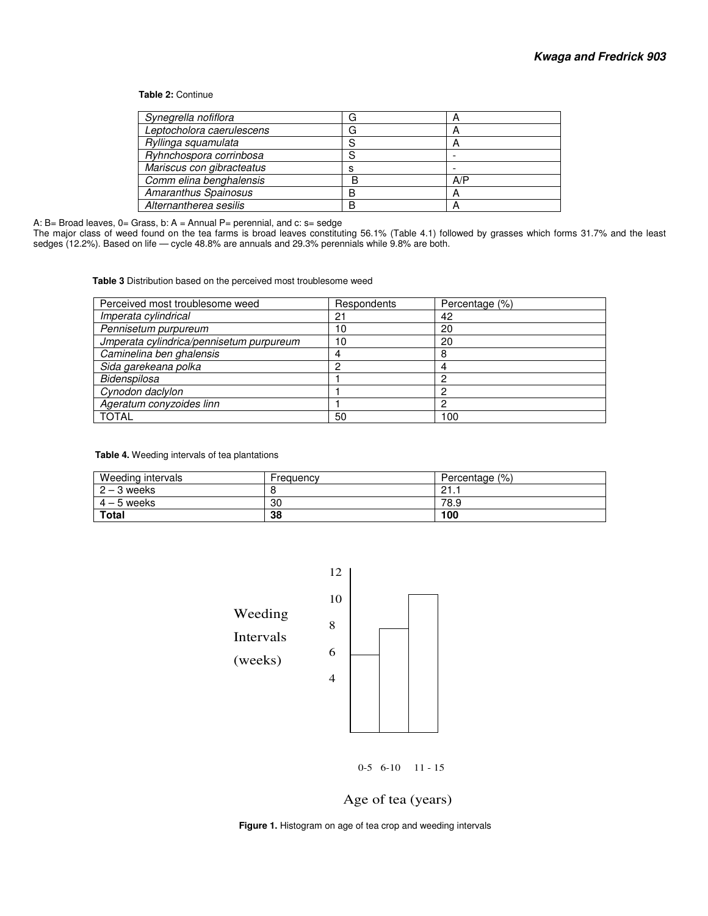**Table 2:** Continue

| | | |
|---|---|---|
| *Synegrella nofiflora* | G | A |
| *Leptocholora caerulescens* | G | A |
| *Ryllinga squamulata* | S | A |
| *Ryhnchospora corrinbosa* | S | - |
| *Mariscus con gibracteatus* | s | - |
| *Comm elina benghalensis* | B | A/P |
| *Amaranthus Spainosus* | B | A |
| *Alternantherea sesilis* | B | A |

A: B= Broad leaves, 0= Grass, b: A = Annual P= perennial, and c: s= sedge

The major class of weed found on the tea farms is broad leaves constituting 56.1% (Table 4.1) followed by grasses which forms 31.7% and the least sedges (12.2%). Based on life — cycle 48.8% are annuals and 29.3% perennials while 9.8% are both.

**Table 3** Distribution based on the perceived most troublesome weed

| Perceived most troublesome weed | Respondents | Percentage (%) |
|---|---|---|
| *Imperata cylindrical* | 21 | 42 |
| *Pennisetum purpureum* | 10 | 20 |
| *Jmperata cylindrica/pennisetum purpureum* | 10 | 20 |
| *Caminelina ben ghalensis* | 4 | 8 |
| *Sida garekeana polka* | 2 | 4 |
| *Bidenspilosa* | 1 | 2 |
| *Cynodon daclylon* | 1 | 2 |
| *Ageratum conyzoides linn* | 1 | 2 |
| TOTAL | 50 | 100 |

**Table 4.** Weeding intervals of tea plantations

| Weeding intervals | Frequency | Percentage (%) |
|---|---|---|
| 2 – 3 weeks | 8 | 21.1 |
| 4 – 5 weeks | 30 | 78.9 |
| **Total** | **38** | **100** |

**Figure 1.** Histogram on age of tea crop and weeding intervals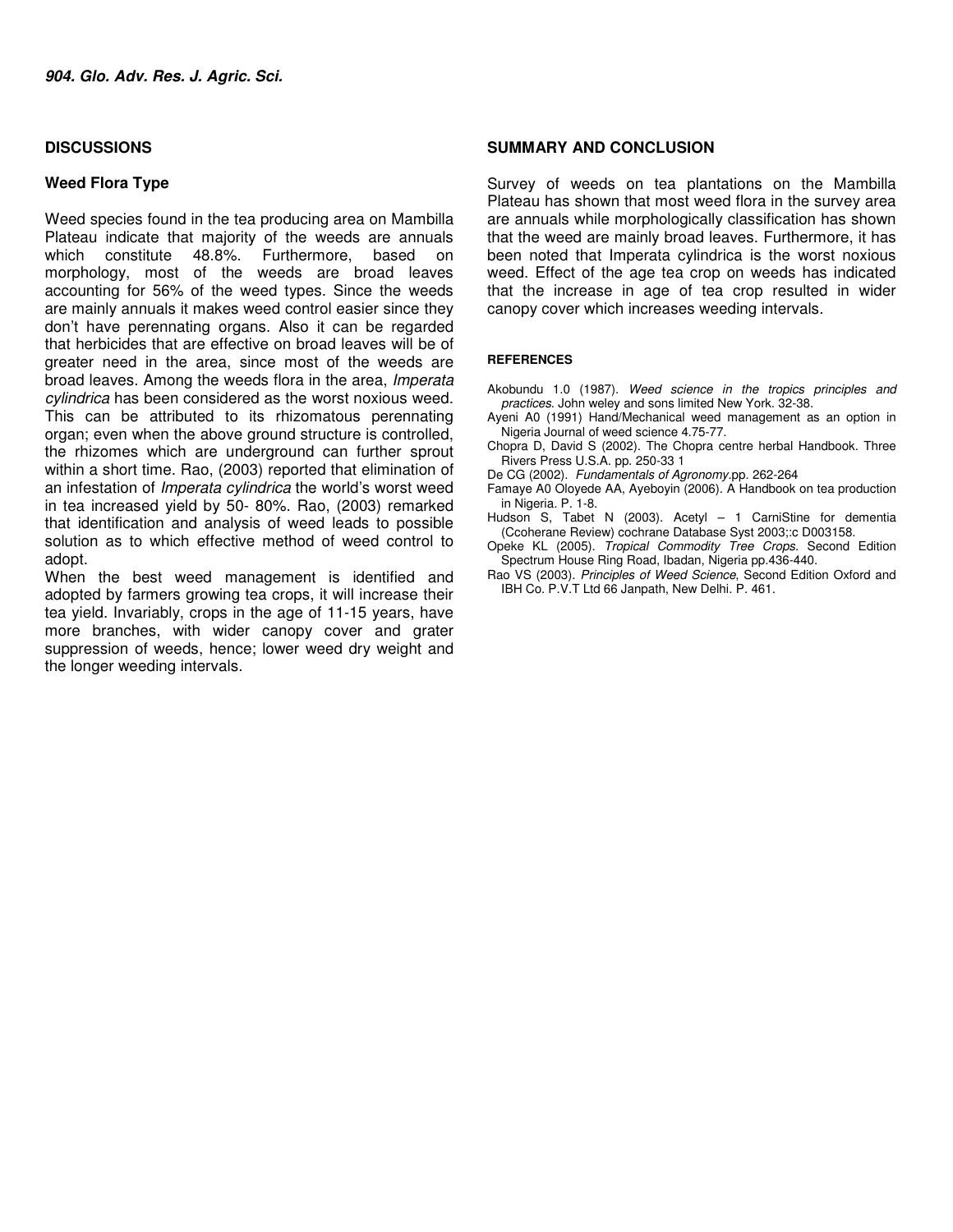## DISCUSSIONS

### Weed Flora Type

Weed species found in the tea producing area on Mambilla Plateau indicate that majority of the weeds are annuals which constitute 48.8%. Furthermore, based on morphology, most of the weeds are broad leaves accounting for 56% of the weed types. Since the weeds are mainly annuals it makes weed control easier since they don't have perennating organs. Also it can be regarded that herbicides that are effective on broad leaves will be of greater need in the area, since most of the weeds are broad leaves. Among the weeds flora in the area, *Imperata cylindrica* has been considered as the worst noxious weed. This can be attributed to its rhizomatous perennating organ; even when the above ground structure is controlled, the rhizomes which are underground can further sprout within a short time. Rao, (2003) reported that elimination of an infestation of *Imperata cylindrica* the world's worst weed in tea increased yield by 50- 80%. Rao, (2003) remarked that identification and analysis of weed leads to possible solution as to which effective method of weed control to adopt.

When the best weed management is identified and adopted by farmers growing tea crops, it will increase their tea yield. Invariably, crops in the age of 11-15 years, have more branches, with wider canopy cover and grater suppression of weeds, hence; lower weed dry weight and the longer weeding intervals.

## SUMMARY AND CONCLUSION

Survey of weeds on tea plantations on the Mambilla Plateau has shown that most weed flora in the survey area are annuals while morphologically classification has shown that the weed are mainly broad leaves. Furthermore, it has been noted that Imperata cylindrica is the worst noxious weed. Effect of the age tea crop on weeds has indicated that the increase in age of tea crop resulted in wider canopy cover which increases weeding intervals.

## REFERENCES

Akobundu 1.0 (1987). *Weed science in the tropics principles and practices*. John weley and sons limited New York. 32-38.

Ayeni A0 (1991) Hand/Mechanical weed management as an option in Nigeria Journal of weed science 4.75-77.

Chopra D, David S (2002). The Chopra centre herbal Handbook. Three Rivers Press U.S.A. pp. 250-33 1

De CG (2002). *Fundamentals of Agronomy*.pp. 262-264

Famaye A0 Oloyede AA, Ayeboyin (2006). A Handbook on tea production in Nigeria. P. 1-8.

Hudson S, Tabet N (2003). Acetyl – 1 CarniStine for dementia (Ccoherane Review) cochrane Database Syst 2003;:c D003158.

Opeke KL (2005). *Tropical Commodity Tree Crops*. Second Edition Spectrum House Ring Road, Ibadan, Nigeria pp.436-440.

Rao VS (2003). *Principles of Weed Science*, Second Edition Oxford and IBH Co. P.V.T Ltd 66 Janpath, New Delhi. P. 461.